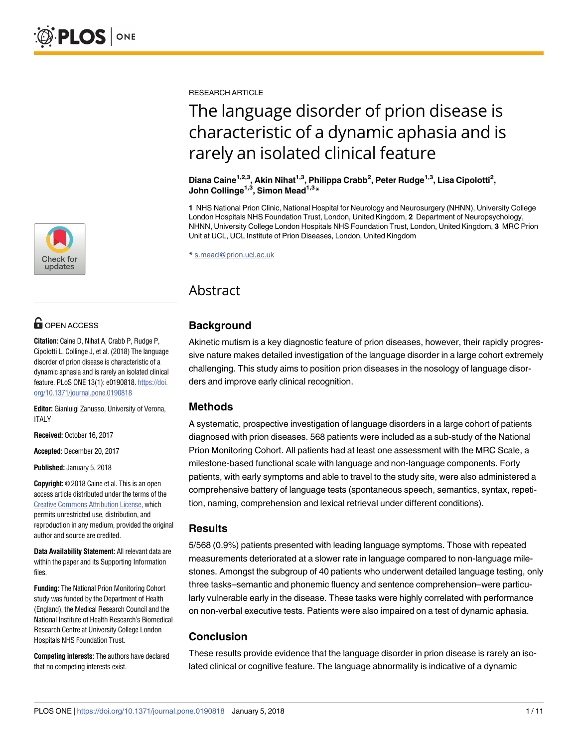RESEARCH ARTICLE

# The language disorder of prion disease is characteristic of a dynamic aphasia and is rarely an isolated clinical feature

**Diana Caine[1,2,3], Akin Nihat[1,3], Philippa Crabb[2], Peter Rudge[1,3], Lisa Cipolotti[2], John Collinge[1,3], Simon Mead[1,3]***

**1** NHS National Prion Clinic, National Hospital for Neurology and Neurosurgery (NHNN), University College London Hospitals NHS Foundation Trust, London, United Kingdom, **2** Department of Neuropsychology, NHNN, University College London Hospitals NHS Foundation Trust, London, United Kingdom, **3** MRC Prion Unit at UCL, UCL Institute of Prion Diseases, London, United Kingdom

* s.mead@prion.ucl.ac.uk

OPEN ACCESS

**Citation:** Caine D, Nihat A, Crabb P, Rudge P, Cipolotti L, Collinge J, et al. (2018) The language disorder of prion disease is characteristic of a dynamic aphasia and is rarely an isolated clinical feature. PLoS ONE 13(1): e0190818. https://doi.org/10.1371/journal.pone.0190818

**Editor:** Gianluigi Zanusso, University of Verona, ITALY

**Received:** October 16, 2017

**Accepted:** December 20, 2017

**Published:** January 5, 2018

**Copyright:** © 2018 Caine et al. This is an open access article distributed under the terms of the Creative Commons Attribution License, which permits unrestricted use, distribution, and reproduction in any medium, provided the original author and source are credited.

**Data Availability Statement:** All relevant data are within the paper and its Supporting Information files.

**Funding:** The National Prion Monitoring Cohort study was funded by the Department of Health (England), the Medical Research Council and the National Institute of Health Research's Biomedical Research Centre at University College London Hospitals NHS Foundation Trust.

**Competing interests:** The authors have declared that no competing interests exist.

## Abstract

### Background

Akinetic mutism is a key diagnostic feature of prion diseases, however, their rapidly progressive nature makes detailed investigation of the language disorder in a large cohort extremely challenging. This study aims to position prion diseases in the nosology of language disorders and improve early clinical recognition.

### Methods

A systematic, prospective investigation of language disorders in a large cohort of patients diagnosed with prion diseases. 568 patients were included as a sub-study of the National Prion Monitoring Cohort. All patients had at least one assessment with the MRC Scale, a milestone-based functional scale with language and non-language components. Forty patients, with early symptoms and able to travel to the study site, were also administered a comprehensive battery of language tests (spontaneous speech, semantics, syntax, repetition, naming, comprehension and lexical retrieval under different conditions).

### Results

5/568 (0.9%) patients presented with leading language symptoms. Those with repeated measurements deteriorated at a slower rate in language compared to non-language milestones. Amongst the subgroup of 40 patients who underwent detailed language testing, only three tasks–semantic and phonemic fluency and sentence comprehension–were particularly vulnerable early in the disease. These tasks were highly correlated with performance on non-verbal executive tests. Patients were also impaired on a test of dynamic aphasia.

### Conclusion

These results provide evidence that the language disorder in prion disease is rarely an isolated clinical or cognitive feature. The language abnormality is indicative of a dynamic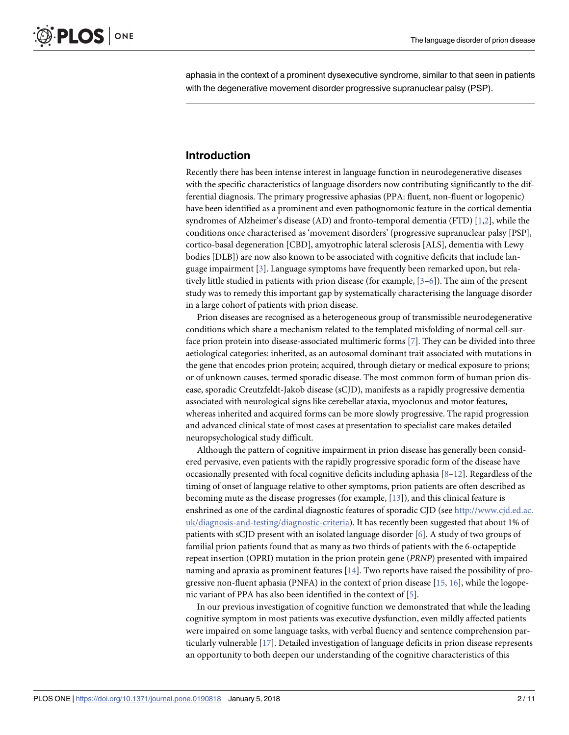aphasia in the context of a prominent dysexecutive syndrome, similar to that seen in patients with the degenerative movement disorder progressive supranuclear palsy (PSP).

## Introduction

Recently there has been intense interest in language function in neurodegenerative diseases with the specific characteristics of language disorders now contributing significantly to the differential diagnosis. The primary progressive aphasias (PPA: fluent, non-fluent or logopenic) have been identified as a prominent and even pathognomonic feature in the cortical dementia syndromes of Alzheimer's disease (AD) and fronto-temporal dementia (FTD) [1,2], while the conditions once characterised as 'movement disorders' (progressive supranuclear palsy [PSP], cortico-basal degeneration [CBD], amyotrophic lateral sclerosis [ALS], dementia with Lewy bodies [DLB]) are now also known to be associated with cognitive deficits that include language impairment [3]. Language symptoms have frequently been remarked upon, but relatively little studied in patients with prion disease (for example, [3–6]). The aim of the present study was to remedy this important gap by systematically characterising the language disorder in a large cohort of patients with prion disease.

Prion diseases are recognised as a heterogeneous group of transmissible neurodegenerative conditions which share a mechanism related to the templated misfolding of normal cell-surface prion protein into disease-associated multimeric forms [7]. They can be divided into three aetiological categories: inherited, as an autosomal dominant trait associated with mutations in the gene that encodes prion protein; acquired, through dietary or medical exposure to prions; or of unknown causes, termed sporadic disease. The most common form of human prion disease, sporadic Creutzfeldt-Jakob disease (sCJD), manifests as a rapidly progressive dementia associated with neurological signs like cerebellar ataxia, myoclonus and motor features, whereas inherited and acquired forms can be more slowly progressive. The rapid progression and advanced clinical state of most cases at presentation to specialist care makes detailed neuropsychological study difficult.

Although the pattern of cognitive impairment in prion disease has generally been considered pervasive, even patients with the rapidly progressive sporadic form of the disease have occasionally presented with focal cognitive deficits including aphasia [8–12]. Regardless of the timing of onset of language relative to other symptoms, prion patients are often described as becoming mute as the disease progresses (for example, [13]), and this clinical feature is enshrined as one of the cardinal diagnostic features of sporadic CJD (see http://www.cjd.ed.ac.uk/diagnosis-and-testing/diagnostic-criteria). It has recently been suggested that about 1% of patients with sCJD present with an isolated language disorder [6]. A study of two groups of familial prion patients found that as many as two thirds of patients with the 6-octapeptide repeat insertion (OPRI) mutation in the prion protein gene (*PRNP*) presented with impaired naming and apraxia as prominent features [14]. Two reports have raised the possibility of progressive non-fluent aphasia (PNFA) in the context of prion disease [15, 16], while the logopenic variant of PPA has also been identified in the context of [5].

In our previous investigation of cognitive function we demonstrated that while the leading cognitive symptom in most patients was executive dysfunction, even mildly affected patients were impaired on some language tasks, with verbal fluency and sentence comprehension particularly vulnerable [17]. Detailed investigation of language deficits in prion disease represents an opportunity to both deepen our understanding of the cognitive characteristics of this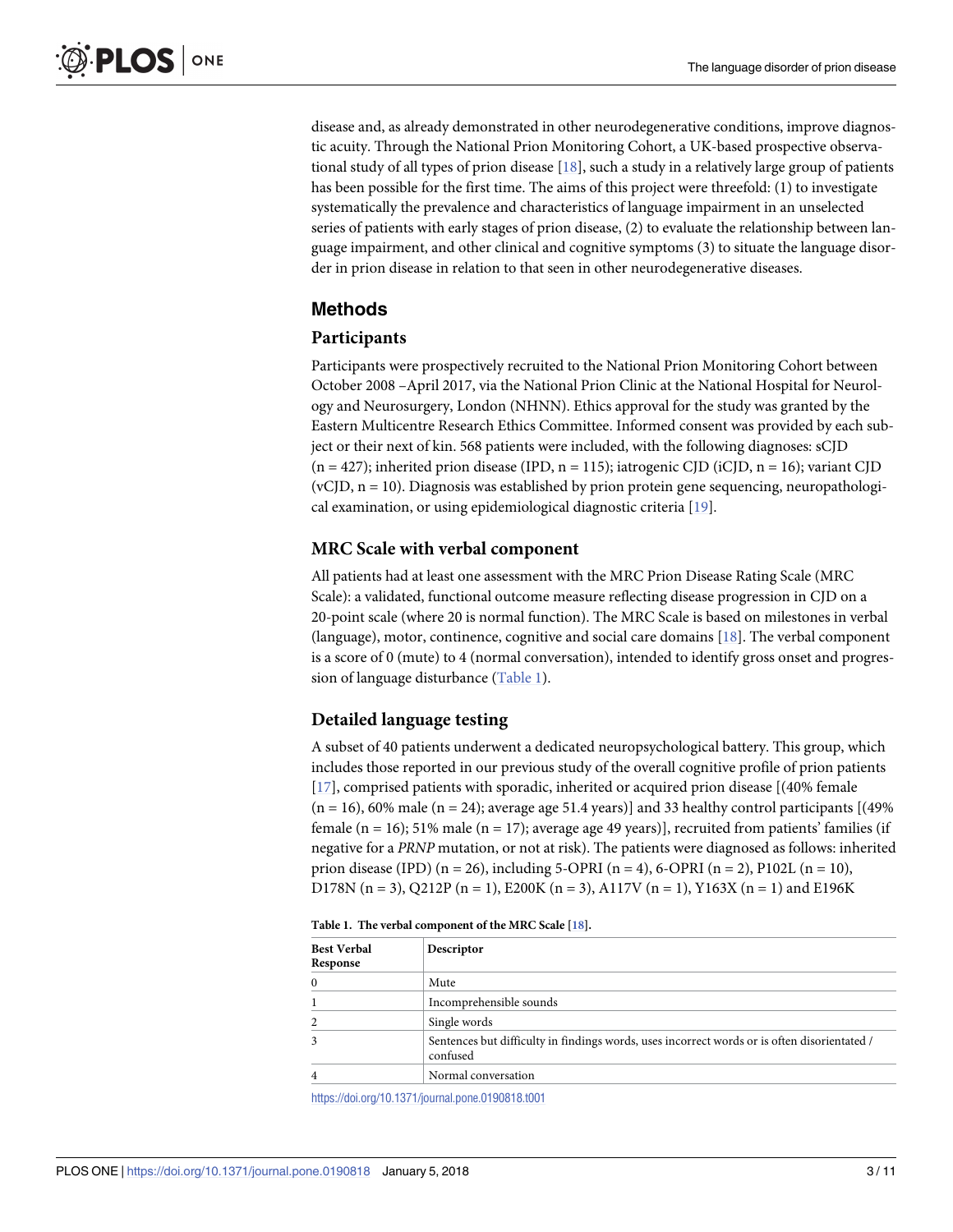disease and, as already demonstrated in other neurodegenerative conditions, improve diagnostic acuity. Through the National Prion Monitoring Cohort, a UK-based prospective observational study of all types of prion disease [18], such a study in a relatively large group of patients has been possible for the first time. The aims of this project were threefold: (1) to investigate systematically the prevalence and characteristics of language impairment in an unselected series of patients with early stages of prion disease, (2) to evaluate the relationship between language impairment, and other clinical and cognitive symptoms (3) to situate the language disorder in prion disease in relation to that seen in other neurodegenerative diseases.

## Methods

### Participants

Participants were prospectively recruited to the National Prion Monitoring Cohort between October 2008 –April 2017, via the National Prion Clinic at the National Hospital for Neurology and Neurosurgery, London (NHNN). Ethics approval for the study was granted by the Eastern Multicentre Research Ethics Committee. Informed consent was provided by each subject or their next of kin. 568 patients were included, with the following diagnoses: sCJD (n = 427); inherited prion disease (IPD, n = 115); iatrogenic CJD (iCJD, n = 16); variant CJD (vCJD, n = 10). Diagnosis was established by prion protein gene sequencing, neuropathological examination, or using epidemiological diagnostic criteria [19].

### MRC Scale with verbal component

All patients had at least one assessment with the MRC Prion Disease Rating Scale (MRC Scale): a validated, functional outcome measure reflecting disease progression in CJD on a 20-point scale (where 20 is normal function). The MRC Scale is based on milestones in verbal (language), motor, continence, cognitive and social care domains [18]. The verbal component is a score of 0 (mute) to 4 (normal conversation), intended to identify gross onset and progression of language disturbance (Table 1).

### Detailed language testing

A subset of 40 patients underwent a dedicated neuropsychological battery. This group, which includes those reported in our previous study of the overall cognitive profile of prion patients [17], comprised patients with sporadic, inherited or acquired prion disease [(40% female (n = 16), 60% male (n = 24); average age 51.4 years)] and 33 healthy control participants [(49% female (n = 16); 51% male (n = 17); average age 49 years)], recruited from patients' families (if negative for a *PRNP* mutation, or not at risk). The patients were diagnosed as follows: inherited prion disease (IPD) (n = 26), including 5-OPRI (n = 4), 6-OPRI (n = 2), P102L (n = 10), D178N (n = 3), Q212P (n = 1), E200K (n = 3), A117V (n = 1), Y163X (n = 1) and E196K

**Table 1. The verbal component of the MRC Scale [18].**

| Best Verbal Response | Descriptor |
|---|---|
| 0 | Mute |
| 1 | Incomprehensible sounds |
| 2 | Single words |
| 3 | Sentences but difficulty in findings words, uses incorrect words or is often disorientated / confused |
| 4 | Normal conversation |

https://doi.org/10.1371/journal.pone.0190818.t001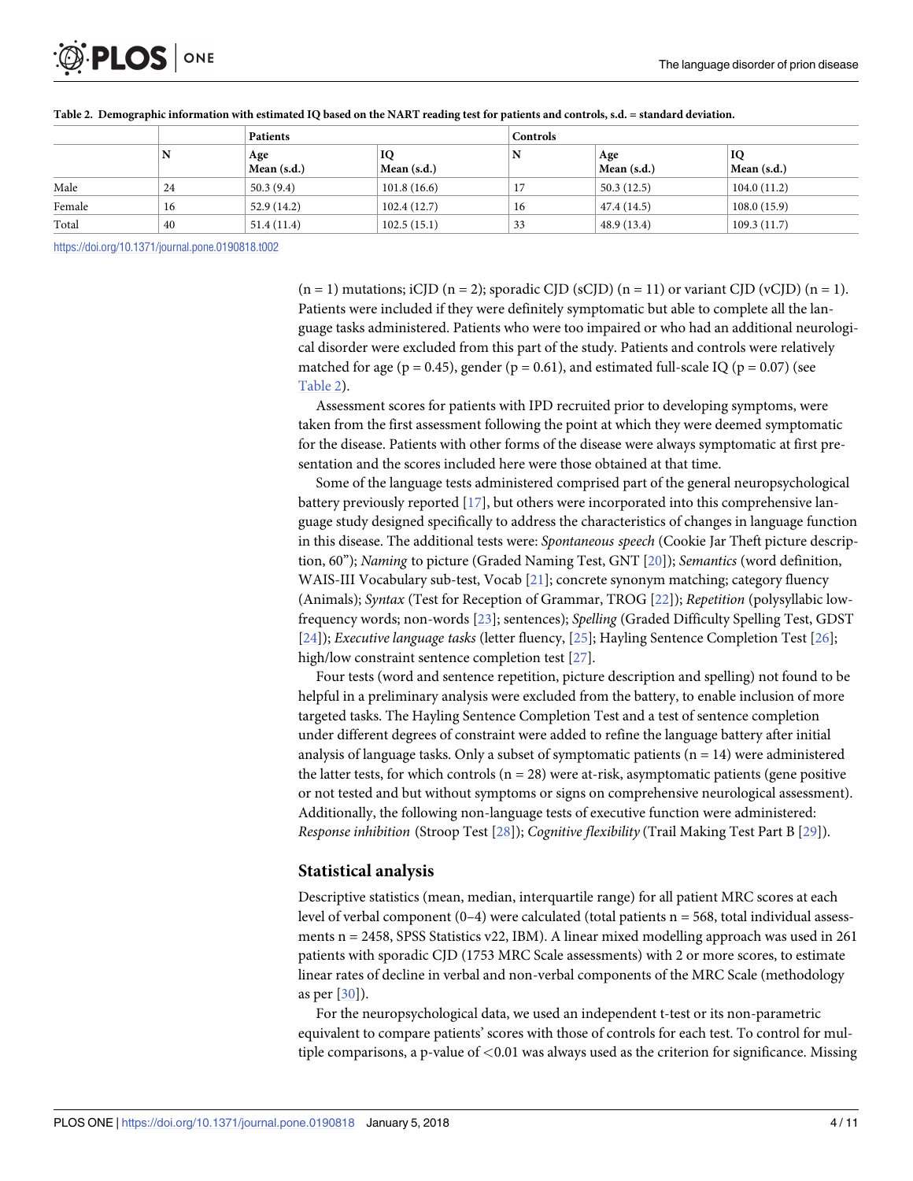Table 2. Demographic information with estimated IQ based on the NART reading test for patients and controls, s.d. = standard deviation.

| | Patients | | | Controls | | |
|---|---|---|---|---|---|---|
| | N | Age Mean (s.d.) | IQ Mean (s.d.) | N | Age Mean (s.d.) | IQ Mean (s.d.) |
| Male | 24 | 50.3 (9.4) | 101.8 (16.6) | 17 | 50.3 (12.5) | 104.0 (11.2) |
| Female | 16 | 52.9 (14.2) | 102.4 (12.7) | 16 | 47.4 (14.5) | 108.0 (15.9) |
| Total | 40 | 51.4 (11.4) | 102.5 (15.1) | 33 | 48.9 (13.4) | 109.3 (11.7) |

https://doi.org/10.1371/journal.pone.0190818.t002

(n = 1) mutations; iCJD (n = 2); sporadic CJD (sCJD) (n = 11) or variant CJD (vCJD) (n = 1). Patients were included if they were definitely symptomatic but able to complete all the language tasks administered. Patients who were too impaired or who had an additional neurological disorder were excluded from this part of the study. Patients and controls were relatively matched for age (p = 0.45), gender (p = 0.61), and estimated full-scale IQ (p = 0.07) (see Table 2).

Assessment scores for patients with IPD recruited prior to developing symptoms, were taken from the first assessment following the point at which they were deemed symptomatic for the disease. Patients with other forms of the disease were always symptomatic at first presentation and the scores included here were those obtained at that time.

Some of the language tests administered comprised part of the general neuropsychological battery previously reported [17], but others were incorporated into this comprehensive language study designed specifically to address the characteristics of changes in language function in this disease. The additional tests were: *Spontaneous speech* (Cookie Jar Theft picture description, 60"); *Naming* to picture (Graded Naming Test, GNT [20]); *Semantics* (word definition, WAIS-III Vocabulary sub-test, Vocab [21]; concrete synonym matching; category fluency (Animals); *Syntax* (Test for Reception of Grammar, TROG [22]); *Repetition* (polysyllabic low-frequency words; non-words [23]; sentences); *Spelling* (Graded Difficulty Spelling Test, GDST [24]); *Executive language tasks* (letter fluency, [25]; Hayling Sentence Completion Test [26]; high/low constraint sentence completion test [27].

Four tests (word and sentence repetition, picture description and spelling) not found to be helpful in a preliminary analysis were excluded from the battery, to enable inclusion of more targeted tasks. The Hayling Sentence Completion Test and a test of sentence completion under different degrees of constraint were added to refine the language battery after initial analysis of language tasks. Only a subset of symptomatic patients (n = 14) were administered the latter tests, for which controls (n = 28) were at-risk, asymptomatic patients (gene positive or not tested and but without symptoms or signs on comprehensive neurological assessment). Additionally, the following non-language tests of executive function were administered: *Response inhibition* (Stroop Test [28]); *Cognitive flexibility* (Trail Making Test Part B [29]).

## Statistical analysis

Descriptive statistics (mean, median, interquartile range) for all patient MRC scores at each level of verbal component (0–4) were calculated (total patients n = 568, total individual assessments n = 2458, SPSS Statistics v22, IBM). A linear mixed modelling approach was used in 261 patients with sporadic CJD (1753 MRC Scale assessments) with 2 or more scores, to estimate linear rates of decline in verbal and non-verbal components of the MRC Scale (methodology as per [30]).

For the neuropsychological data, we used an independent t-test or its non-parametric equivalent to compare patients' scores with those of controls for each test. To control for multiple comparisons, a p-value of $<0.01$ was always used as the criterion for significance. Missing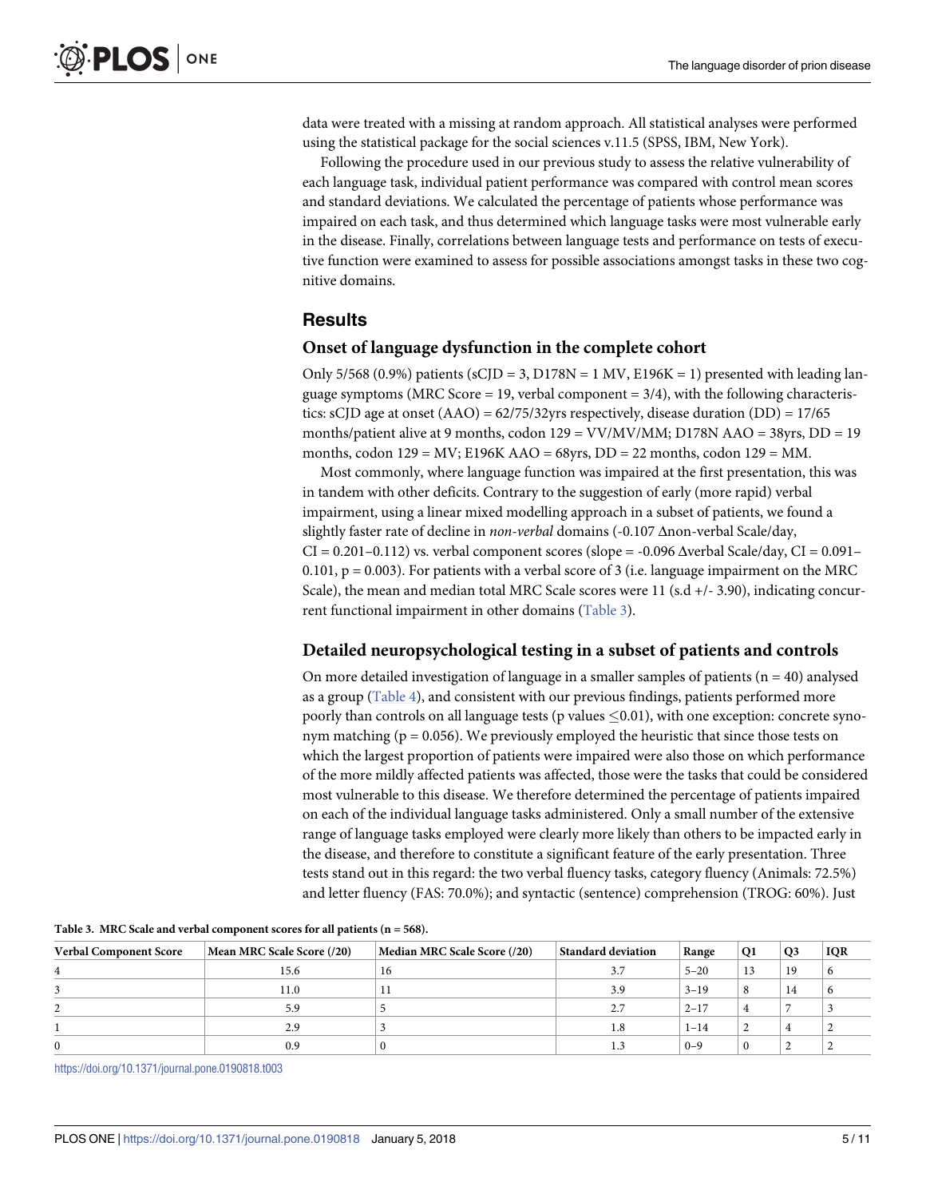data were treated with a missing at random approach. All statistical analyses were performed using the statistical package for the social sciences v.11.5 (SPSS, IBM, New York).

Following the procedure used in our previous study to assess the relative vulnerability of each language task, individual patient performance was compared with control mean scores and standard deviations. We calculated the percentage of patients whose performance was impaired on each task, and thus determined which language tasks were most vulnerable early in the disease. Finally, correlations between language tests and performance on tests of executive function were examined to assess for possible associations amongst tasks in these two cognitive domains.

## Results

### Onset of language dysfunction in the complete cohort

Only 5/568 (0.9%) patients (sCJD = 3, D178N = 1 MV, E196K = 1) presented with leading language symptoms (MRC Score = 19, verbal component = 3/4), with the following characteristics: sCJD age at onset (AAO) = 62/75/32yrs respectively, disease duration (DD) = 17/65 months/patient alive at 9 months, codon 129 = VV/MV/MM; D178N AAO = 38yrs, DD = 19 months, codon 129 = MV; E196K AAO = 68yrs, DD = 22 months, codon 129 = MM.

Most commonly, where language function was impaired at the first presentation, this was in tandem with other deficits. Contrary to the suggestion of early (more rapid) verbal impairment, using a linear mixed modelling approach in a subset of patients, we found a slightly faster rate of decline in *non-verbal* domains (-0.107 Δnon-verbal Scale/day, CI = 0.201–0.112) vs. verbal component scores (slope = -0.096 Δverbal Scale/day, CI = 0.091–0.101, $p = 0.003$). For patients with a verbal score of 3 (i.e. language impairment on the MRC Scale), the mean and median total MRC Scale scores were 11 (s.d +/- 3.90), indicating concurrent functional impairment in other domains (Table 3).

### Detailed neuropsychological testing in a subset of patients and controls

On more detailed investigation of language in a smaller samples of patients ($n = 40$) analysed as a group (Table 4), and consistent with our previous findings, patients performed more poorly than controls on all language tests (p values $\leq 0.01$), with one exception: concrete synonym matching ($p = 0.056$). We previously employed the heuristic that since those tests on which the largest proportion of patients were impaired were also those on which performance of the more mildly affected patients was affected, those were the tasks that could be considered most vulnerable to this disease. We therefore determined the percentage of patients impaired on each of the individual language tasks administered. Only a small number of the extensive range of language tasks employed were clearly more likely than others to be impacted early in the disease, and therefore to constitute a significant feature of the early presentation. Three tests stand out in this regard: the two verbal fluency tasks, category fluency (Animals: 72.5%) and letter fluency (FAS: 70.0%); and syntactic (sentence) comprehension (TROG: 60%). Just

**Table 3. MRC Scale and verbal component scores for all patients (n = 568).**

| Verbal Component Score | Mean MRC Scale Score (/20) | Median MRC Scale Score (/20) | Standard deviation | Range | Q1 | Q3 | IQR |
|---|---|---|---|---|---|---|---|
| 4 | 15.6 | 16 | 3.7 | 5–20 | 13 | 19 | 6 |
| 3 | 11.0 | 11 | 3.9 | 3–19 | 8 | 14 | 6 |
| 2 | 5.9 | 5 | 2.7 | 2–17 | 4 | 7 | 3 |
| 1 | 2.9 | 3 | 1.8 | 1–14 | 2 | 4 | 2 |
| 0 | 0.9 | 0 | 1.3 | 0–9 | 0 | 2 | 2 |

https://doi.org/10.1371/journal.pone.0190818.t003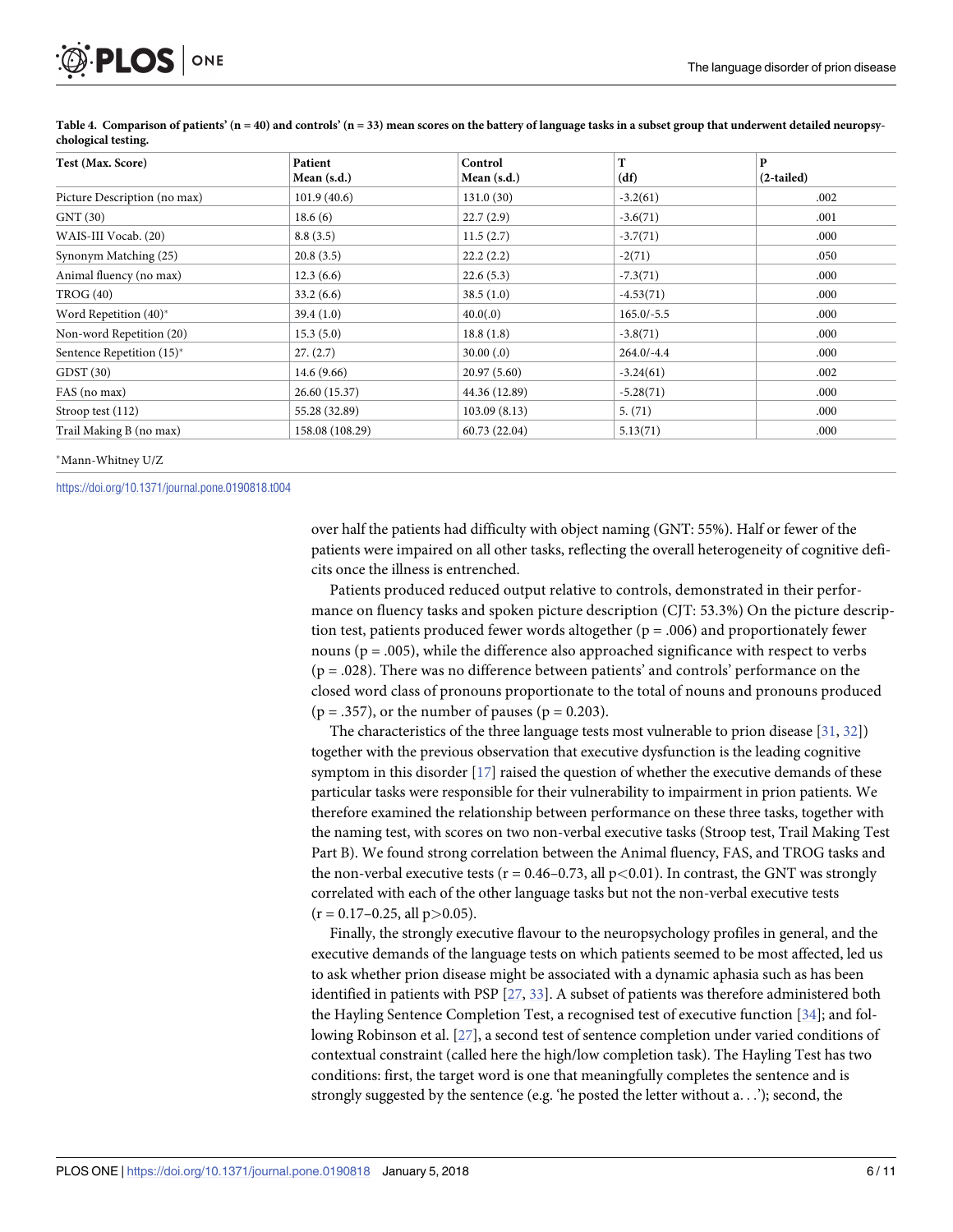**Table 4. Comparison of patients' (n = 40) and controls' (n = 33) mean scores on the battery of language tasks in a subset group that underwent detailed neuropsychological testing.**

| Test (Max. Score) | Patient Mean (s.d.) | Control Mean (s.d.) | T (df) | P (2-tailed) |
|---|---|---|---|---|
| Picture Description (no max) | 101.9 (40.6) | 131.0 (30) | -3.2(61) | .002 |
| GNT (30) | 18.6 (6) | 22.7 (2.9) | -3.6(71) | .001 |
| WAIS-III Vocab. (20) | 8.8 (3.5) | 11.5 (2.7) | -3.7(71) | .000 |
| Synonym Matching (25) | 20.8 (3.5) | 22.2 (2.2) | -2(71) | .050 |
| Animal fluency (no max) | 12.3 (6.6) | 22.6 (5.3) | -7.3(71) | .000 |
| TROG (40) | 33.2 (6.6) | 38.5 (1.0) | -4.53(71) | .000 |
| Word Repetition (40)* | 39.4 (1.0) | 40.0(.0) | 165.0/-5.5 | .000 |
| Non-word Repetition (20) | 15.3 (5.0) | 18.8 (1.8) | -3.8(71) | .000 |
| Sentence Repetition (15)* | 27. (2.7) | 30.00 (.0) | 264.0/-4.4 | .000 |
| GDST (30) | 14.6 (9.66) | 20.97 (5.60) | -3.24(61) | .002 |
| FAS (no max) | 26.60 (15.37) | 44.36 (12.89) | -5.28(71) | .000 |
| Stroop test (112) | 55.28 (32.89) | 103.09 (8.13) | 5. (71) | .000 |
| Trail Making B (no max) | 158.08 (108.29) | 60.73 (22.04) | 5.13(71) | .000 |

*Mann-Whitney U/Z

https://doi.org/10.1371/journal.pone.0190818.t004

over half the patients had difficulty with object naming (GNT: 55%). Half or fewer of the patients were impaired on all other tasks, reflecting the overall heterogeneity of cognitive deficits once the illness is entrenched.

Patients produced reduced output relative to controls, demonstrated in their performance on fluency tasks and spoken picture description (CJT: 53.3%) On the picture description test, patients produced fewer words altogether (p = .006) and proportionately fewer nouns (p = .005), while the difference also approached significance with respect to verbs (p = .028). There was no difference between patients' and controls' performance on the closed word class of pronouns proportionate to the total of nouns and pronouns produced (p = .357), or the number of pauses (p = 0.203).

The characteristics of the three language tests most vulnerable to prion disease [31, 32]) together with the previous observation that executive dysfunction is the leading cognitive symptom in this disorder [17] raised the question of whether the executive demands of these particular tasks were responsible for their vulnerability to impairment in prion patients. We therefore examined the relationship between performance on these three tasks, together with the naming test, with scores on two non-verbal executive tasks (Stroop test, Trail Making Test Part B). We found strong correlation between the Animal fluency, FAS, and TROG tasks and the non-verbal executive tests (r = 0.46–0.73, all $p<0.01$). In contrast, the GNT was strongly correlated with each of the other language tasks but not the non-verbal executive tests (r = 0.17–0.25, all $p>0.05$).

Finally, the strongly executive flavour to the neuropsychology profiles in general, and the executive demands of the language tests on which patients seemed to be most affected, led us to ask whether prion disease might be associated with a dynamic aphasia such as has been identified in patients with PSP [27, 33]. A subset of patients was therefore administered both the Hayling Sentence Completion Test, a recognised test of executive function [34]; and following Robinson et al. [27], a second test of sentence completion under varied conditions of contextual constraint (called here the high/low completion task). The Hayling Test has two conditions: first, the target word is one that meaningfully completes the sentence and is strongly suggested by the sentence (e.g. 'he posted the letter without a. . .'); second, the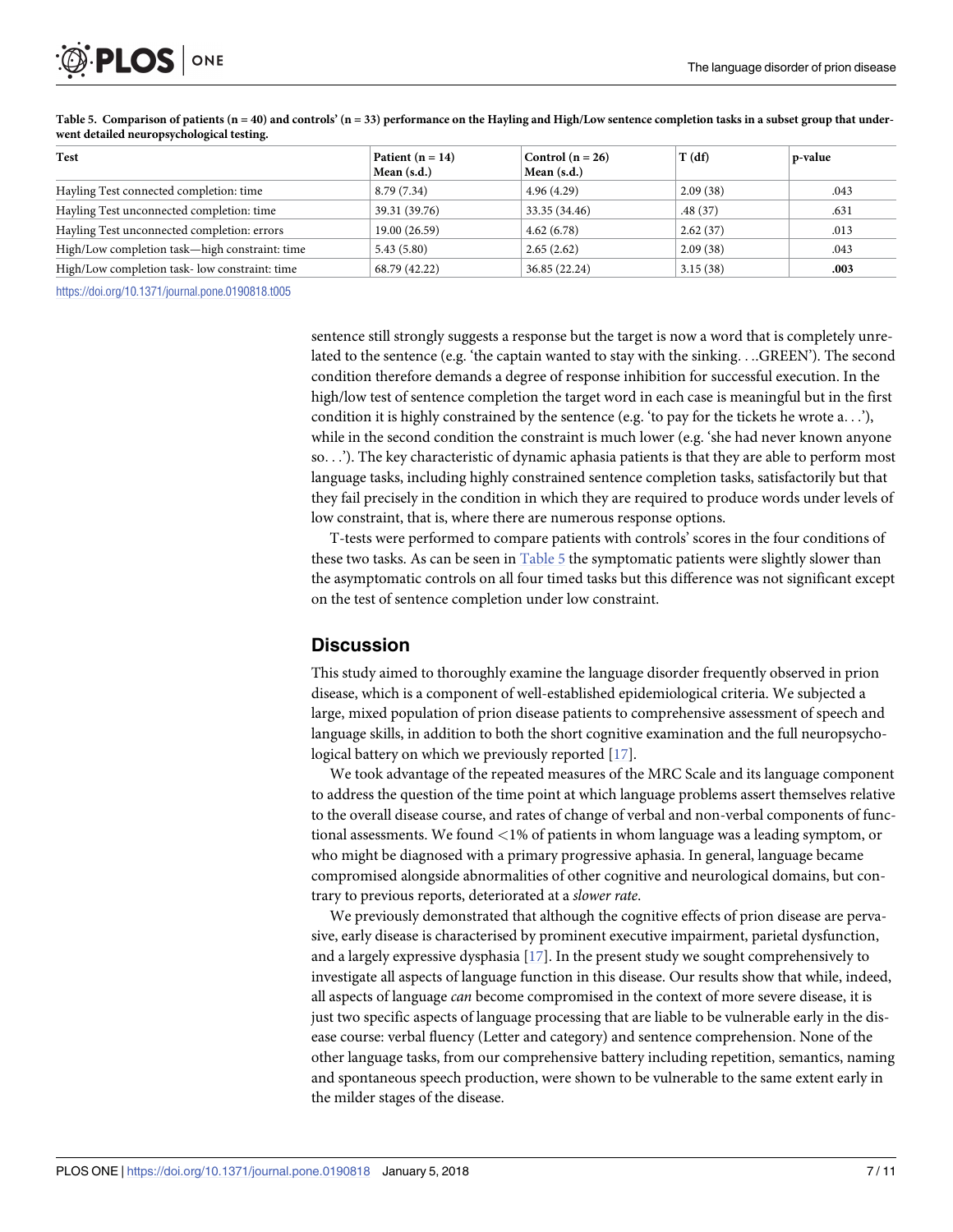**Table 5. Comparison of patients (n = 40) and controls' (n = 33) performance on the Hayling and High/Low sentence completion tasks in a subset group that underwent detailed neuropsychological testing.**

| Test | Patient (n = 14) Mean (s.d.) | Control (n = 26) Mean (s.d.) | T (df) | p-value |
|---|---|---|---|---|
| Hayling Test connected completion: time | 8.79 (7.34) | 4.96 (4.29) | 2.09 (38) | .043 |
| Hayling Test unconnected completion: time | 39.31 (39.76) | 33.35 (34.46) | .48 (37) | .631 |
| Hayling Test unconnected completion: errors | 19.00 (26.59) | 4.62 (6.78) | 2.62 (37) | .013 |
| High/Low completion task—high constraint: time | 5.43 (5.80) | 2.65 (2.62) | 2.09 (38) | .043 |
| High/Low completion task- low constraint: time | 68.79 (42.22) | 36.85 (22.24) | 3.15 (38) | **.003** |

https://doi.org/10.1371/journal.pone.0190818.t005

sentence still strongly suggests a response but the target is now a word that is completely unrelated to the sentence (e.g. 'the captain wanted to stay with the sinking. . ..GREEN'). The second condition therefore demands a degree of response inhibition for successful execution. In the high/low test of sentence completion the target word in each case is meaningful but in the first condition it is highly constrained by the sentence (e.g. 'to pay for the tickets he wrote a. . .'), while in the second condition the constraint is much lower (e.g. 'she had never known anyone so. . .'). The key characteristic of dynamic aphasia patients is that they are able to perform most language tasks, including highly constrained sentence completion tasks, satisfactorily but that they fail precisely in the condition in which they are required to produce words under levels of low constraint, that is, where there are numerous response options.

T-tests were performed to compare patients with controls' scores in the four conditions of these two tasks. As can be seen in Table 5 the symptomatic patients were slightly slower than the asymptomatic controls on all four timed tasks but this difference was not significant except on the test of sentence completion under low constraint.

## Discussion

This study aimed to thoroughly examine the language disorder frequently observed in prion disease, which is a component of well-established epidemiological criteria. We subjected a large, mixed population of prion disease patients to comprehensive assessment of speech and language skills, in addition to both the short cognitive examination and the full neuropsychological battery on which we previously reported [17].

We took advantage of the repeated measures of the MRC Scale and its language component to address the question of the time point at which language problems assert themselves relative to the overall disease course, and rates of change of verbal and non-verbal components of functional assessments. We found <1% of patients in whom language was a leading symptom, or who might be diagnosed with a primary progressive aphasia. In general, language became compromised alongside abnormalities of other cognitive and neurological domains, but contrary to previous reports, deteriorated at a *slower rate*.

We previously demonstrated that although the cognitive effects of prion disease are pervasive, early disease is characterised by prominent executive impairment, parietal dysfunction, and a largely expressive dysphasia [17]. In the present study we sought comprehensively to investigate all aspects of language function in this disease. Our results show that while, indeed, all aspects of language *can* become compromised in the context of more severe disease, it is just two specific aspects of language processing that are liable to be vulnerable early in the disease course: verbal fluency (Letter and category) and sentence comprehension. None of the other language tasks, from our comprehensive battery including repetition, semantics, naming and spontaneous speech production, were shown to be vulnerable to the same extent early in the milder stages of the disease.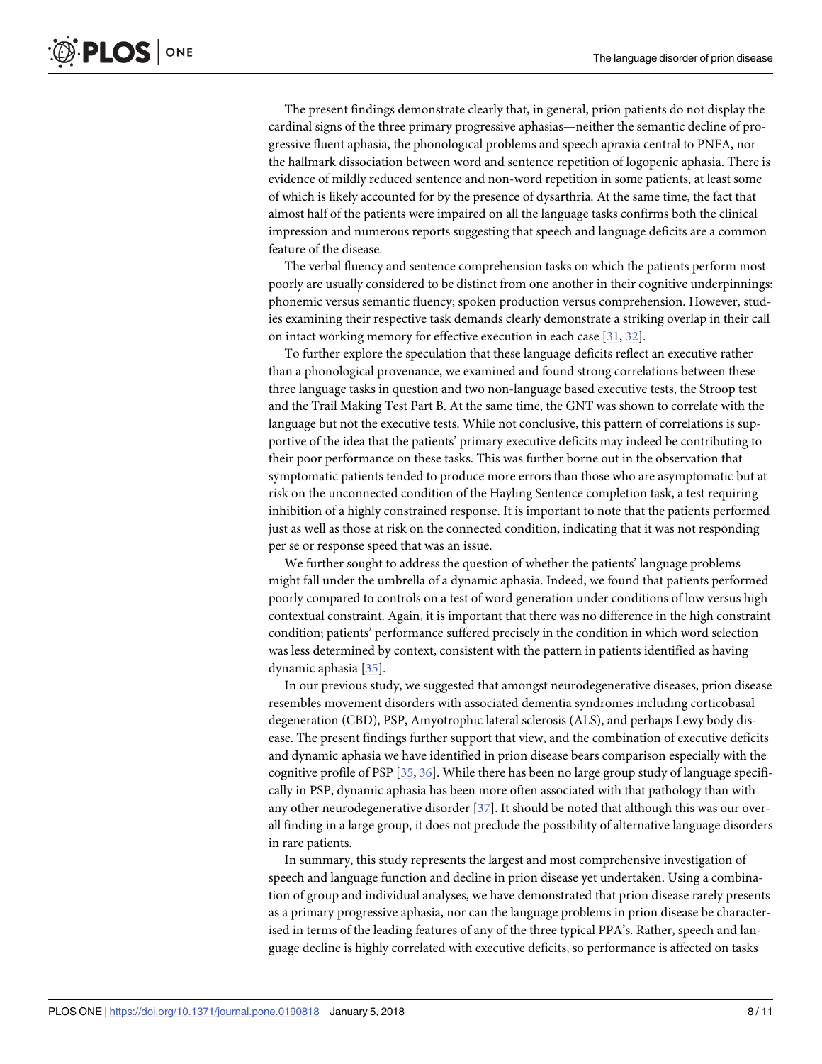The present findings demonstrate clearly that, in general, prion patients do not display the cardinal signs of the three primary progressive aphasias—neither the semantic decline of progressive fluent aphasia, the phonological problems and speech apraxia central to PNFA, nor the hallmark dissociation between word and sentence repetition of logopenic aphasia. There is evidence of mildly reduced sentence and non-word repetition in some patients, at least some of which is likely accounted for by the presence of dysarthria. At the same time, the fact that almost half of the patients were impaired on all the language tasks confirms both the clinical impression and numerous reports suggesting that speech and language deficits are a common feature of the disease.

The verbal fluency and sentence comprehension tasks on which the patients perform most poorly are usually considered to be distinct from one another in their cognitive underpinnings: phonemic versus semantic fluency; spoken production versus comprehension. However, studies examining their respective task demands clearly demonstrate a striking overlap in their call on intact working memory for effective execution in each case [31, 32].

To further explore the speculation that these language deficits reflect an executive rather than a phonological provenance, we examined and found strong correlations between these three language tasks in question and two non-language based executive tests, the Stroop test and the Trail Making Test Part B. At the same time, the GNT was shown to correlate with the language but not the executive tests. While not conclusive, this pattern of correlations is supportive of the idea that the patients' primary executive deficits may indeed be contributing to their poor performance on these tasks. This was further borne out in the observation that symptomatic patients tended to produce more errors than those who are asymptomatic but at risk on the unconnected condition of the Hayling Sentence completion task, a test requiring inhibition of a highly constrained response. It is important to note that the patients performed just as well as those at risk on the connected condition, indicating that it was not responding per se or response speed that was an issue.

We further sought to address the question of whether the patients' language problems might fall under the umbrella of a dynamic aphasia. Indeed, we found that patients performed poorly compared to controls on a test of word generation under conditions of low versus high contextual constraint. Again, it is important that there was no difference in the high constraint condition; patients' performance suffered precisely in the condition in which word selection was less determined by context, consistent with the pattern in patients identified as having dynamic aphasia [35].

In our previous study, we suggested that amongst neurodegenerative diseases, prion disease resembles movement disorders with associated dementia syndromes including corticobasal degeneration (CBD), PSP, Amyotrophic lateral sclerosis (ALS), and perhaps Lewy body disease. The present findings further support that view, and the combination of executive deficits and dynamic aphasia we have identified in prion disease bears comparison especially with the cognitive profile of PSP [35, 36]. While there has been no large group study of language specifically in PSP, dynamic aphasia has been more often associated with that pathology than with any other neurodegenerative disorder [37]. It should be noted that although this was our overall finding in a large group, it does not preclude the possibility of alternative language disorders in rare patients.

In summary, this study represents the largest and most comprehensive investigation of speech and language function and decline in prion disease yet undertaken. Using a combination of group and individual analyses, we have demonstrated that prion disease rarely presents as a primary progressive aphasia, nor can the language problems in prion disease be characterised in terms of the leading features of any of the three typical PPA's. Rather, speech and language decline is highly correlated with executive deficits, so performance is affected on tasks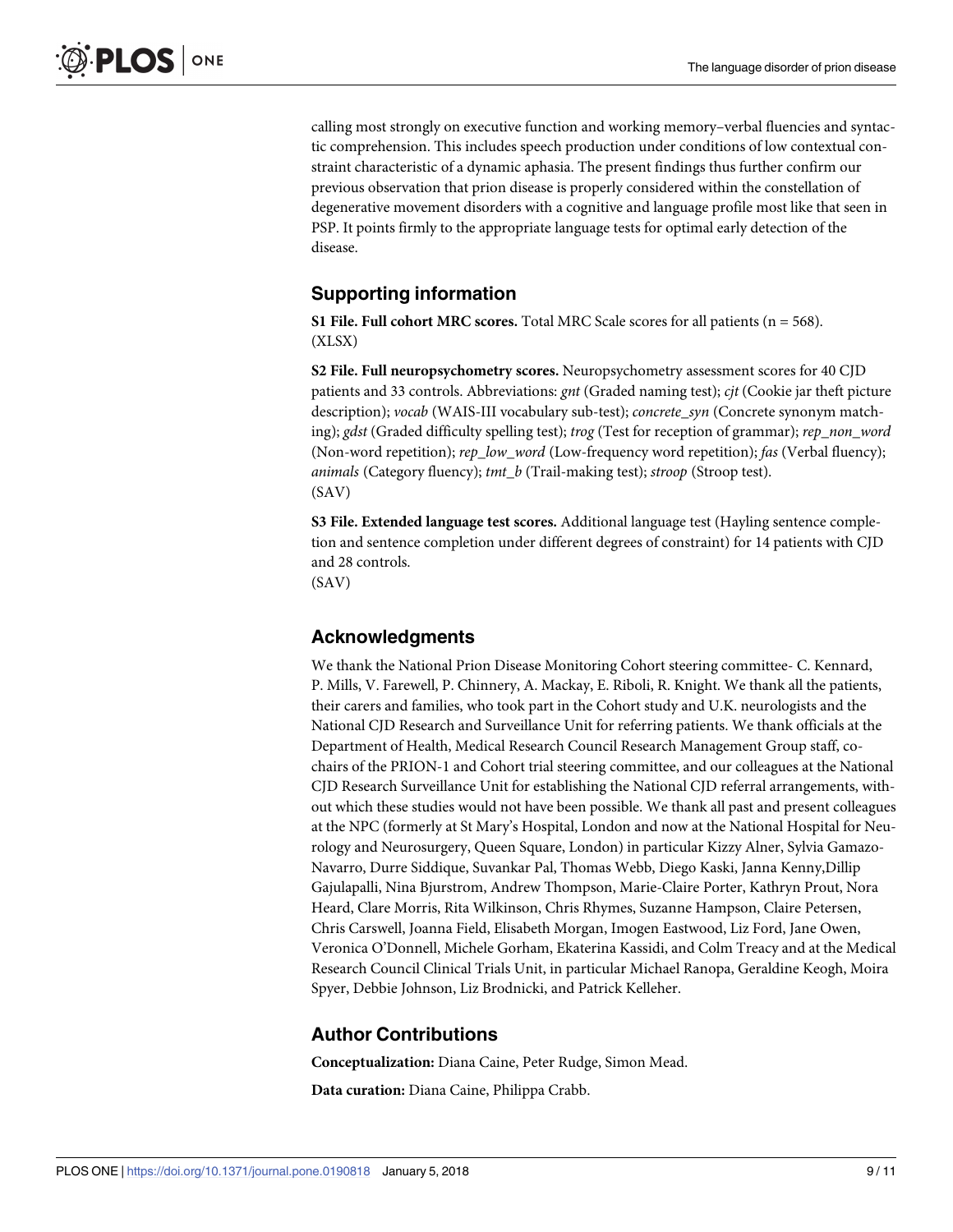calling most strongly on executive function and working memory–verbal fluencies and syntactic comprehension. This includes speech production under conditions of low contextual constraint characteristic of a dynamic aphasia. The present findings thus further confirm our previous observation that prion disease is properly considered within the constellation of degenerative movement disorders with a cognitive and language profile most like that seen in PSP. It points firmly to the appropriate language tests for optimal early detection of the disease.

## Supporting information

**S1 File. Full cohort MRC scores.** Total MRC Scale scores for all patients (n = 568).
(XLSX)

**S2 File. Full neuropsychometry scores.** Neuropsychometry assessment scores for 40 CJD patients and 33 controls. Abbreviations: *gnt* (Graded naming test); *cjt* (Cookie jar theft picture description); *vocab* (WAIS-III vocabulary sub-test); *concrete_syn* (Concrete synonym matching); *gdst* (Graded difficulty spelling test); *trog* (Test for reception of grammar); *rep_non_word* (Non-word repetition); *rep_low_word* (Low-frequency word repetition); *fas* (Verbal fluency); *animals* (Category fluency); *tmt_b* (Trail-making test); *stroop* (Stroop test).
(SAV)

**S3 File. Extended language test scores.** Additional language test (Hayling sentence completion and sentence completion under different degrees of constraint) for 14 patients with CJD and 28 controls.
(SAV)

## Acknowledgments

We thank the National Prion Disease Monitoring Cohort steering committee- C. Kennard, P. Mills, V. Farewell, P. Chinnery, A. Mackay, E. Riboli, R. Knight. We thank all the patients, their carers and families, who took part in the Cohort study and U.K. neurologists and the National CJD Research and Surveillance Unit for referring patients. We thank officials at the Department of Health, Medical Research Council Research Management Group staff, co-chairs of the PRION-1 and Cohort trial steering committee, and our colleagues at the National CJD Research Surveillance Unit for establishing the National CJD referral arrangements, without which these studies would not have been possible. We thank all past and present colleagues at the NPC (formerly at St Mary's Hospital, London and now at the National Hospital for Neurology and Neurosurgery, Queen Square, London) in particular Kizzy Alner, Sylvia Gamazo-Navarro, Durre Siddique, Suvankar Pal, Thomas Webb, Diego Kaski, Janna Kenny,Dillip Gajulapalli, Nina Bjurstrom, Andrew Thompson, Marie-Claire Porter, Kathryn Prout, Nora Heard, Clare Morris, Rita Wilkinson, Chris Rhymes, Suzanne Hampson, Claire Petersen, Chris Carswell, Joanna Field, Elisabeth Morgan, Imogen Eastwood, Liz Ford, Jane Owen, Veronica O'Donnell, Michele Gorham, Ekaterina Kassidi, and Colm Treacy and at the Medical Research Council Clinical Trials Unit, in particular Michael Ranopa, Geraldine Keogh, Moira Spyer, Debbie Johnson, Liz Brodnicki, and Patrick Kelleher.

## Author Contributions

**Conceptualization:** Diana Caine, Peter Rudge, Simon Mead.

**Data curation:** Diana Caine, Philippa Crabb.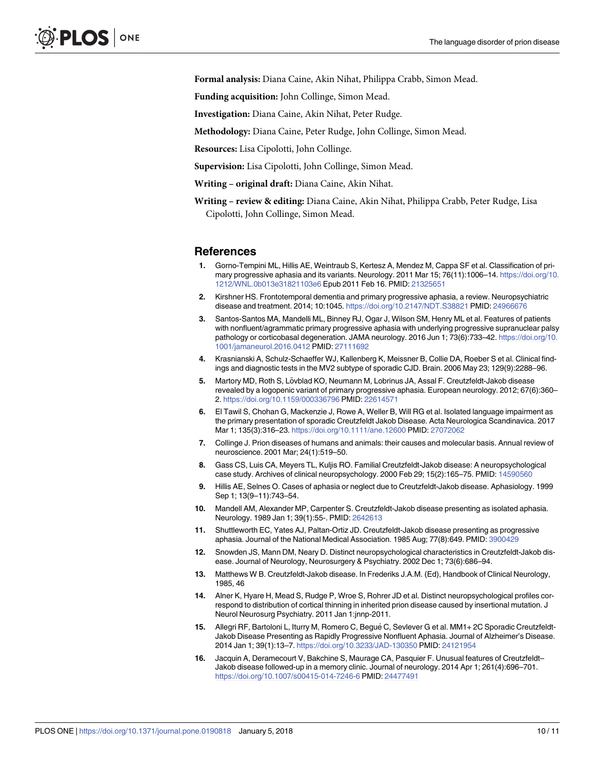**Formal analysis:** Diana Caine, Akin Nihat, Philippa Crabb, Simon Mead.

**Funding acquisition:** John Collinge, Simon Mead.

**Investigation:** Diana Caine, Akin Nihat, Peter Rudge.

**Methodology:** Diana Caine, Peter Rudge, John Collinge, Simon Mead.

**Resources:** Lisa Cipolotti, John Collinge.

**Supervision:** Lisa Cipolotti, John Collinge, Simon Mead.

**Writing – original draft:** Diana Caine, Akin Nihat.

**Writing – review & editing:** Diana Caine, Akin Nihat, Philippa Crabb, Peter Rudge, Lisa Cipolotti, John Collinge, Simon Mead.

## References

1. Gorno-Tempini ML, Hillis AE, Weintraub S, Kertesz A, Mendez M, Cappa SF et al. Classification of primary progressive aphasia and its variants. Neurology. 2011 Mar 15; 76(11):1006–14. https://doi.org/10.1212/WNL.0b013e31821103e6 Epub 2011 Feb 16. PMID: 21325651
2. Kirshner HS. Frontotemporal dementia and primary progressive aphasia, a review. Neuropsychiatric disease and treatment. 2014; 10:1045. https://doi.org/10.2147/NDT.S38821 PMID: 24966676
3. Santos-Santos MA, Mandelli ML, Binney RJ, Ogar J, Wilson SM, Henry ML et al. Features of patients with nonfluent/agrammatic primary progressive aphasia with underlying progressive supranuclear palsy pathology or corticobasal degeneration. JAMA neurology. 2016 Jun 1; 73(6):733–42. https://doi.org/10.1001/jamaneurol.2016.0412 PMID: 27111692
4. Krasnianski A, Schulz-Schaeffer WJ, Kallenberg K, Meissner B, Collie DA, Roeber S et al. Clinical findings and diagnostic tests in the MV2 subtype of sporadic CJD. Brain. 2006 May 23; 129(9):2288–96.
5. Martory MD, Roth S, Lövblad KO, Neumann M, Lobrinus JA, Assal F. Creutzfeldt-Jakob disease revealed by a logopenic variant of primary progressive aphasia. European neurology. 2012; 67(6):360–2. https://doi.org/10.1159/000336796 PMID: 22614571
6. El Tawil S, Chohan G, Mackenzie J, Rowe A, Weller B, Will RG et al. Isolated language impairment as the primary presentation of sporadic Creutzfeldt Jakob Disease. Acta Neurologica Scandinavica. 2017 Mar 1; 135(3):316–23. https://doi.org/10.1111/ane.12600 PMID: 27072062
7. Collinge J. Prion diseases of humans and animals: their causes and molecular basis. Annual review of neuroscience. 2001 Mar; 24(1):519–50.
8. Gass CS, Luis CA, Meyers TL, Kuljis RO. Familial Creutzfeldt-Jakob disease: A neuropsychological case study. Archives of clinical neuropsychology. 2000 Feb 29; 15(2):165–75. PMID: 14590560
9. Hillis AE, Selnes O. Cases of aphasia or neglect due to Creutzfeldt-Jakob disease. Aphasiology. 1999 Sep 1; 13(9–11):743–54.
10. Mandell AM, Alexander MP, Carpenter S. Creutzfeldt-Jakob disease presenting as isolated aphasia. Neurology. 1989 Jan 1; 39(1):55-. PMID: 2642613
11. Shuttleworth EC, Yates AJ, Paltan-Ortiz JD. Creutzfeldt-Jakob disease presenting as progressive aphasia. Journal of the National Medical Association. 1985 Aug; 77(8):649. PMID: 3900429
12. Snowden JS, Mann DM, Neary D. Distinct neuropsychological characteristics in Creutzfeldt-Jakob disease. Journal of Neurology, Neurosurgery & Psychiatry. 2002 Dec 1; 73(6):686–94.
13. Matthews W B. Creutzfeldt-Jakob disease. In Frederiks J.A.M. (Ed), Handbook of Clinical Neurology, 1985, 46
14. Alner K, Hyare H, Mead S, Rudge P, Wroe S, Rohrer JD et al. Distinct neuropsychological profiles correspond to distribution of cortical thinning in inherited prion disease caused by insertional mutation. J Neurol Neurosurg Psychiatry. 2011 Jan 1:jnnp-2011.
15. Allegri RF, Bartoloni L, Iturry M, Romero C, Begué C, Sevlever G et al. MM1+ 2C Sporadic Creutzfeldt-Jakob Disease Presenting as Rapidly Progressive Nonfluent Aphasia. Journal of Alzheimer's Disease. 2014 Jan 1; 39(1):13–7. https://doi.org/10.3233/JAD-130350 PMID: 24121954
16. Jacquin A, Deramecourt V, Bakchine S, Maurage CA, Pasquier F. Unusual features of Creutzfeldt–Jakob disease followed-up in a memory clinic. Journal of neurology. 2014 Apr 1; 261(4):696–701. https://doi.org/10.1007/s00415-014-7246-6 PMID: 24477491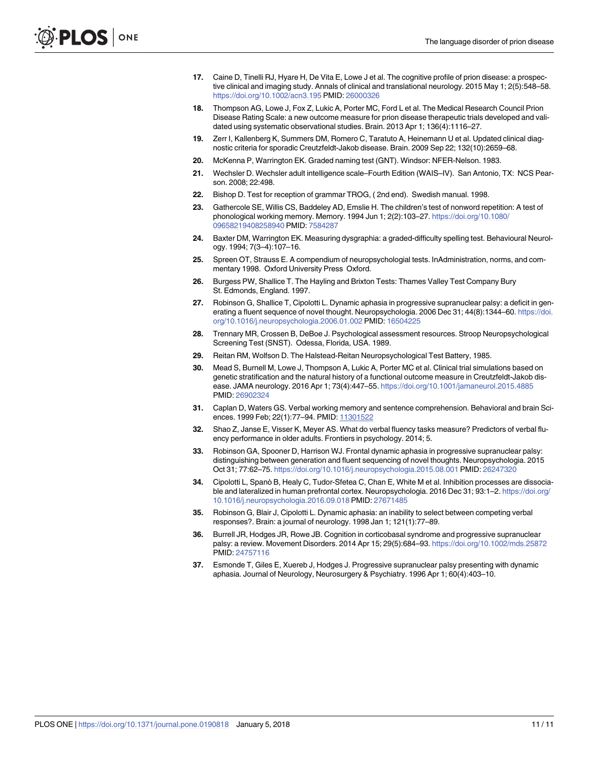17. Caine D, Tinelli RJ, Hyare H, De Vita E, Lowe J et al. The cognitive profile of prion disease: a prospective clinical and imaging study. Annals of clinical and translational neurology. 2015 May 1; 2(5):548–58. https://doi.org/10.1002/acn3.195 PMID: 26000326
18. Thompson AG, Lowe J, Fox Z, Lukic A, Porter MC, Ford L et al. The Medical Research Council Prion Disease Rating Scale: a new outcome measure for prion disease therapeutic trials developed and validated using systematic observational studies. Brain. 2013 Apr 1; 136(4):1116–27.
19. Zerr I, Kallenberg K, Summers DM, Romero C, Taratuto A, Heinemann U et al. Updated clinical diagnostic criteria for sporadic Creutzfeldt-Jakob disease. Brain. 2009 Sep 22; 132(10):2659–68.
20. McKenna P, Warrington EK. Graded naming test (GNT). Windsor: NFER-Nelson. 1983.
21. Wechsler D. Wechsler adult intelligence scale–Fourth Edition (WAIS–IV). San Antonio, TX: NCS Pearson. 2008; 22:498.
22. Bishop D. Test for reception of grammar TROG, ( 2nd end). Swedish manual. 1998.
23. Gathercole SE, Willis CS, Baddeley AD, Emslie H. The children's test of nonword repetition: A test of phonological working memory. Memory. 1994 Jun 1; 2(2):103–27. https://doi.org/10.1080/09658219408258940 PMID: 7584287
24. Baxter DM, Warrington EK. Measuring dysgraphia: a graded-difficulty spelling test. Behavioural Neurology. 1994; 7(3–4):107–16.
25. Spreen OT, Strauss E. A compendium of neuropsychologial tests. InAdministration, norms, and commentary 1998. Oxford University Press Oxford.
26. Burgess PW, Shallice T. The Hayling and Brixton Tests: Thames Valley Test Company Bury St. Edmonds, England. 1997.
27. Robinson G, Shallice T, Cipolotti L. Dynamic aphasia in progressive supranuclear palsy: a deficit in generating a fluent sequence of novel thought. Neuropsychologia. 2006 Dec 31; 44(8):1344–60. https://doi.org/10.1016/j.neuropsychologia.2006.01.002 PMID: 16504225
28. Trennary MR, Crossen B, DeBoe J. Psychological assessment resources. Stroop Neuropsychological Screening Test (SNST). Odessa, Florida, USA. 1989.
29. Reitan RM, Wolfson D. The Halstead-Reitan Neuropsychological Test Battery, 1985.
30. Mead S, Burnell M, Lowe J, Thompson A, Lukic A, Porter MC et al. Clinical trial simulations based on genetic stratification and the natural history of a functional outcome measure in Creutzfeldt-Jakob disease. JAMA neurology. 2016 Apr 1; 73(4):447–55. https://doi.org/10.1001/jamaneurol.2015.4885 PMID: 26902324
31. Caplan D, Waters GS. Verbal working memory and sentence comprehension. Behavioral and brain Sciences. 1999 Feb; 22(1):77–94. PMID: 11301522
32. Shao Z, Janse E, Visser K, Meyer AS. What do verbal fluency tasks measure? Predictors of verbal fluency performance in older adults. Frontiers in psychology. 2014; 5.
33. Robinson GA, Spooner D, Harrison WJ. Frontal dynamic aphasia in progressive supranuclear palsy: distinguishing between generation and fluent sequencing of novel thoughts. Neuropsychologia. 2015 Oct 31; 77:62–75. https://doi.org/10.1016/j.neuropsychologia.2015.08.001 PMID: 26247320
34. Cipolotti L, Spanò B, Healy C, Tudor-Sfetea C, Chan E, White M et al. Inhibition processes are dissociable and lateralized in human prefrontal cortex. Neuropsychologia. 2016 Dec 31; 93:1–2. https://doi.org/10.1016/j.neuropsychologia.2016.09.018 PMID: 27671485
35. Robinson G, Blair J, Cipolotti L. Dynamic aphasia: an inability to select between competing verbal responses?. Brain: a journal of neurology. 1998 Jan 1; 121(1):77–89.
36. Burrell JR, Hodges JR, Rowe JB. Cognition in corticobasal syndrome and progressive supranuclear palsy: a review. Movement Disorders. 2014 Apr 15; 29(5):684–93. https://doi.org/10.1002/mds.25872 PMID: 24757116
37. Esmonde T, Giles E, Xuereb J, Hodges J. Progressive supranuclear palsy presenting with dynamic aphasia. Journal of Neurology, Neurosurgery & Psychiatry. 1996 Apr 1; 60(4):403–10.